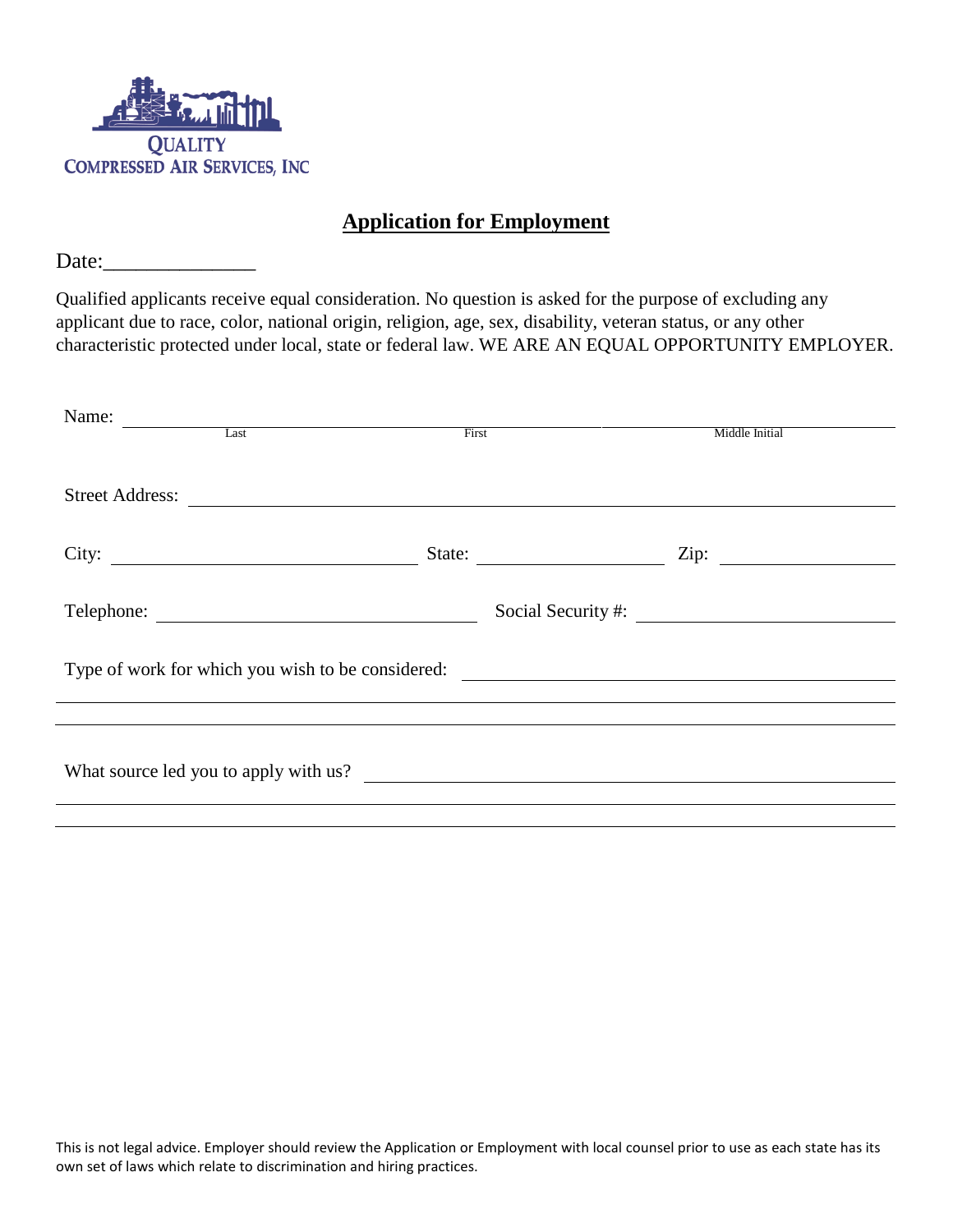QUALITY
COMPRESSED AIR SERVICES, INC

# Application for Employment

Date:______________

Qualified applicants receive equal consideration. No question is asked for the purpose of excluding any applicant due to race, color, national origin, religion, age, sex, disability, veteran status, or any other characteristic protected under local, state or federal law. WE ARE AN EQUAL OPPORTUNITY EMPLOYER.

Name: ______________________ ______________________ ______________________
Last First Middle Initial

Street Address: ______________________________________________

City: ______________________ State: ______________ Zip: ______________

Telephone: ______________________ Social Security #: ______________________

Type of work for which you wish to be considered: ______________________________
______________________________________________________________________
______________________________________________________________________

What source led you to apply with us? ______________________________________
______________________________________________________________________
______________________________________________________________________

This is not legal advice. Employer should review the Application or Employment with local counsel prior to use as each state has its own set of laws which relate to discrimination and hiring practices.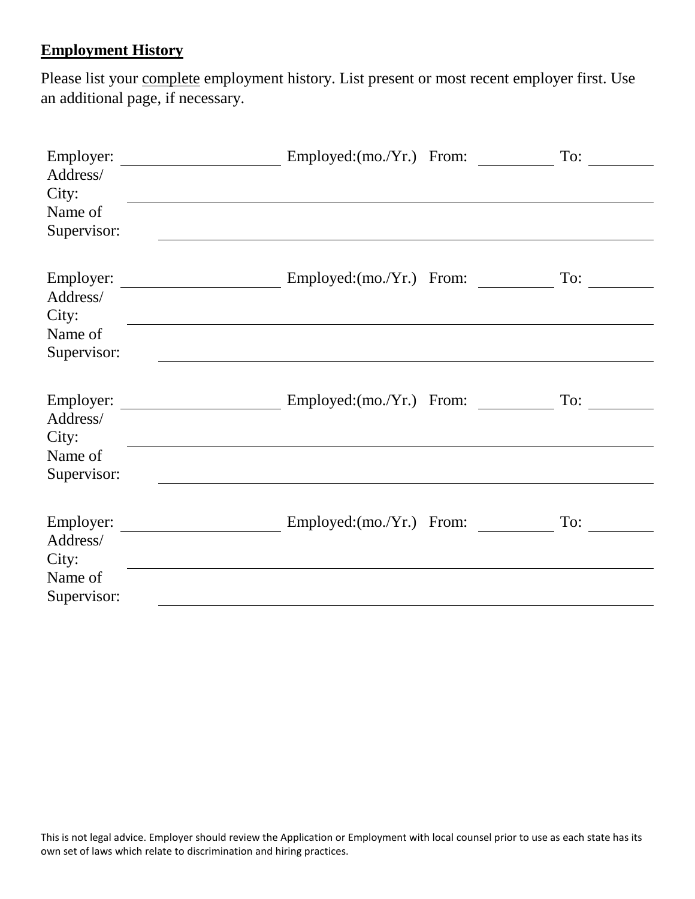**Employment History**

Please list your complete employment history. List present or most recent employer first. Use an additional page, if necessary.

Employer: ____________________ Employed:(mo./Yr.) From: __________ To: ________
Address/ City: ______________________________________________________________
Name of Supervisor: __________________________________________________________

Employer: ____________________ Employed:(mo./Yr.) From: __________ To: ________
Address/ City: ______________________________________________________________
Name of Supervisor: __________________________________________________________

Employer: ____________________ Employed:(mo./Yr.) From: __________ To: ________
Address/ City: ______________________________________________________________
Name of Supervisor: __________________________________________________________

Employer: ____________________ Employed:(mo./Yr.) From: __________ To: ________
Address/ City: ______________________________________________________________
Name of Supervisor: __________________________________________________________

This is not legal advice. Employer should review the Application or Employment with local counsel prior to use as each state has its own set of laws which relate to discrimination and hiring practices.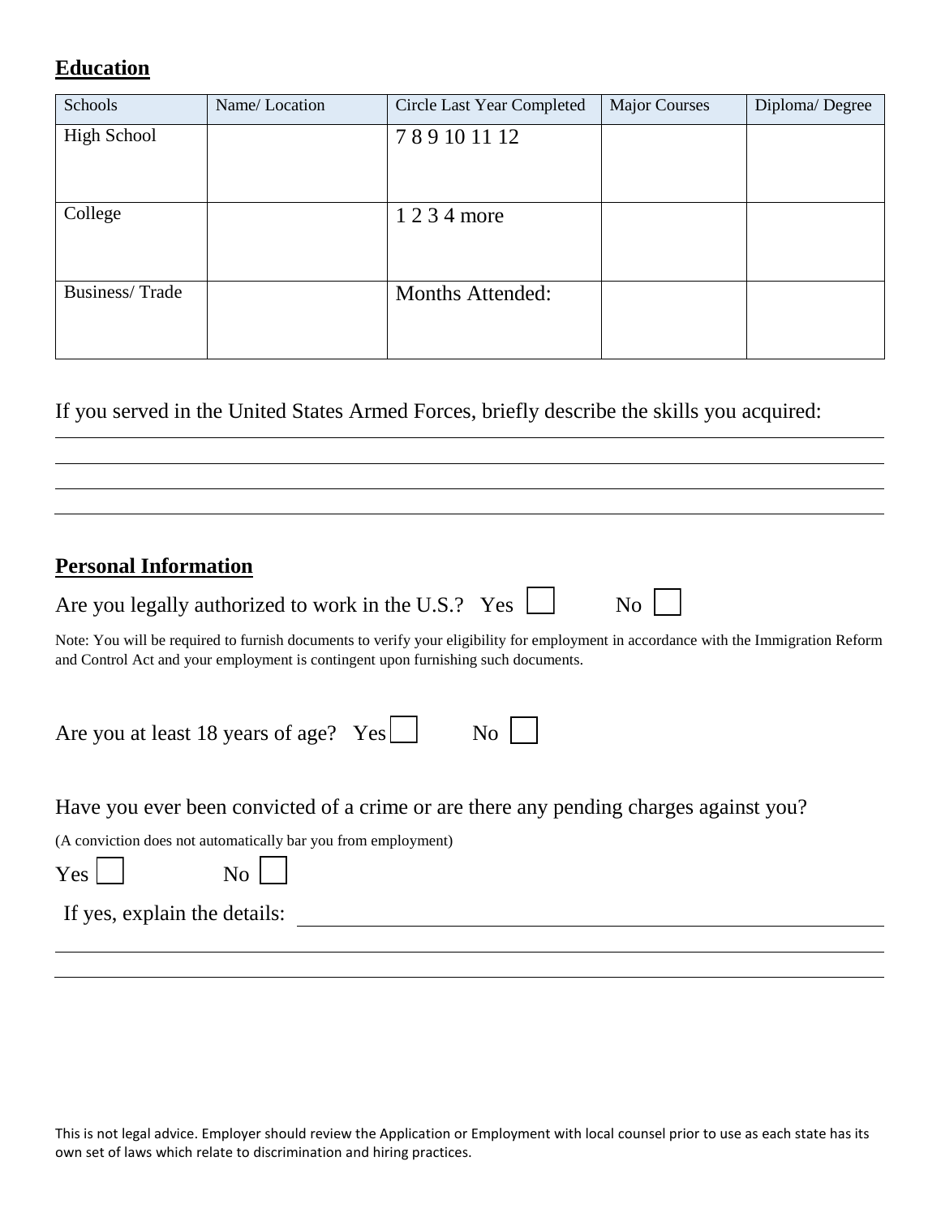## Education

| Schools | Name/ Location | Circle Last Year Completed | Major Courses | Diploma/ Degree |
|---|---|---|---|---|
| High School | | 7 8 9 10 11 12 | | |
| College | | 1 2 3 4 more | | |
| Business/ Trade | | Months Attended: | | |

If you served in the United States Armed Forces, briefly describe the skills you acquired:

______________________________________________________________________

______________________________________________________________________

______________________________________________________________________

______________________________________________________________________

## Personal Information

Are you legally authorized to work in the U.S.? Yes ☐ No ☐

Note: You will be required to furnish documents to verify your eligibility for employment in accordance with the Immigration Reform and Control Act and your employment is contingent upon furnishing such documents.

Are you at least 18 years of age? Yes ☐ No ☐

Have you ever been convicted of a crime or are there any pending charges against you?

(A conviction does not automatically bar you from employment)

Yes ☐ No ☐

If yes, explain the details: ______________________________________________

______________________________________________________________________

______________________________________________________________________

This is not legal advice. Employer should review the Application or Employment with local counsel prior to use as each state has its own set of laws which relate to discrimination and hiring practices.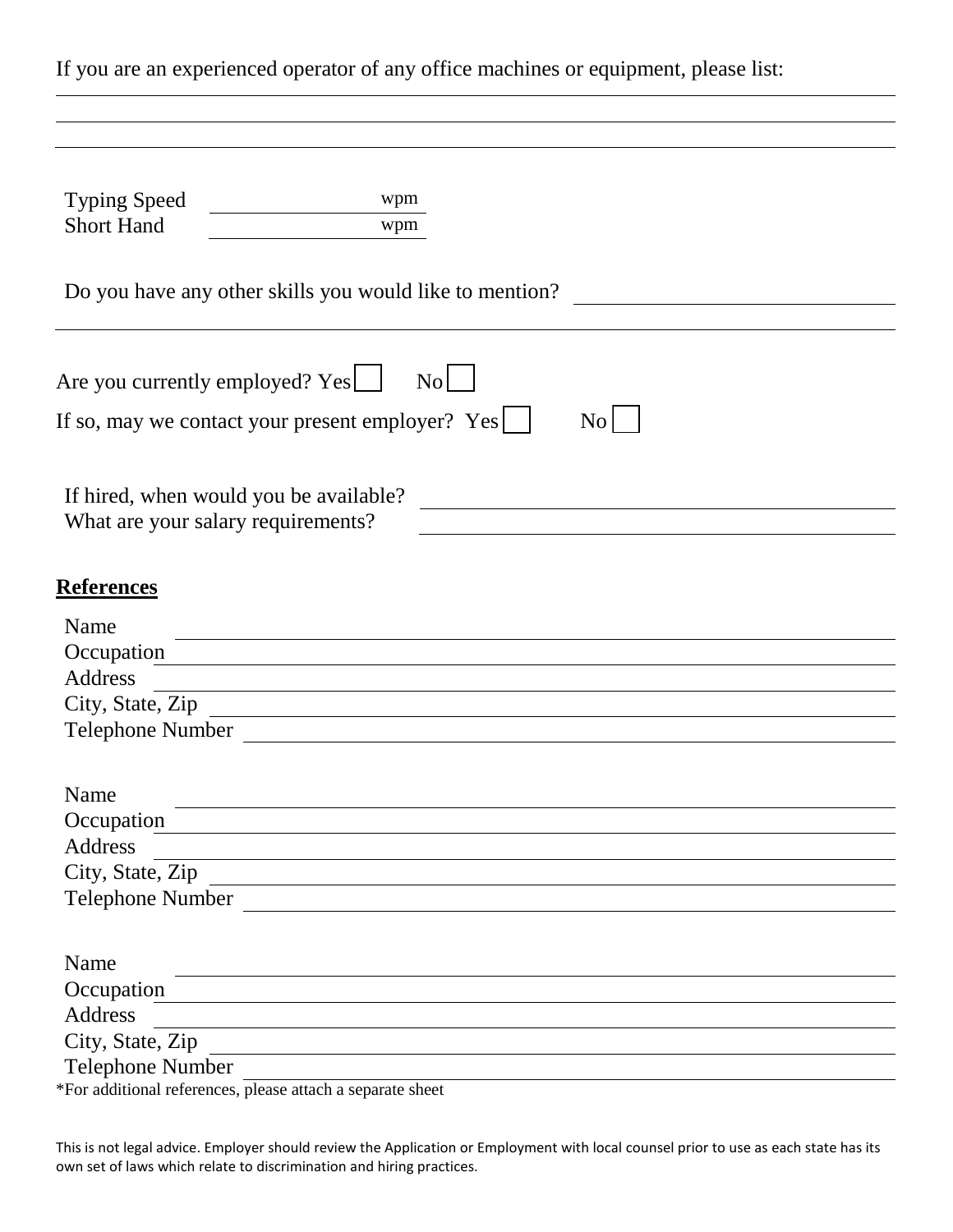If you are an experienced operator of any office machines or equipment, please list:

\_\_\_\_\_\_\_\_\_\_\_\_\_\_\_\_\_\_\_\_\_\_\_\_\_\_\_\_\_\_\_\_\_\_\_\_\_\_\_\_\_\_\_\_\_\_\_\_\_\_\_\_\_\_\_\_\_\_\_\_\_\_\_\_\_\_\_\_\_\_\_\_\_\_\_\_

\_\_\_\_\_\_\_\_\_\_\_\_\_\_\_\_\_\_\_\_\_\_\_\_\_\_\_\_\_\_\_\_\_\_\_\_\_\_\_\_\_\_\_\_\_\_\_\_\_\_\_\_\_\_\_\_\_\_\_\_\_\_\_\_\_\_\_\_\_\_\_\_\_\_\_\_

\_\_\_\_\_\_\_\_\_\_\_\_\_\_\_\_\_\_\_\_\_\_\_\_\_\_\_\_\_\_\_\_\_\_\_\_\_\_\_\_\_\_\_\_\_\_\_\_\_\_\_\_\_\_\_\_\_\_\_\_\_\_\_\_\_\_\_\_\_\_\_\_\_\_\_\_

Typing Speed \_\_\_\_\_\_\_\_\_\_\_\_\_\_ wpm

Short Hand \_\_\_\_\_\_\_\_\_\_\_\_\_\_ wpm

Do you have any other skills you would like to mention? \_\_\_\_\_\_\_\_\_\_\_\_\_\_\_\_\_\_\_\_\_\_\_\_\_\_\_\_

\_\_\_\_\_\_\_\_\_\_\_\_\_\_\_\_\_\_\_\_\_\_\_\_\_\_\_\_\_\_\_\_\_\_\_\_\_\_\_\_\_\_\_\_\_\_\_\_\_\_\_\_\_\_\_\_\_\_\_\_\_\_\_\_\_\_\_\_\_\_\_\_\_\_\_\_

Are you currently employed? Yes ☐ No ☐

If so, may we contact your present employer? Yes ☐ No ☐

If hired, when would you be available? \_\_\_\_\_\_\_\_\_\_\_\_\_\_\_\_\_\_\_\_\_\_\_\_\_\_\_\_\_\_\_\_\_\_\_\_\_\_\_\_

What are your salary requirements? \_\_\_\_\_\_\_\_\_\_\_\_\_\_\_\_\_\_\_\_\_\_\_\_\_\_\_\_\_\_\_\_\_\_\_\_\_\_\_\_

## References

Name \_\_\_\_\_\_\_\_\_\_\_\_\_\_\_\_\_\_\_\_\_\_\_\_\_\_\_\_\_\_\_\_\_\_\_\_\_\_\_\_\_\_\_\_\_\_\_\_\_\_\_\_\_\_\_\_\_\_\_\_\_\_\_\_

Occupation \_\_\_\_\_\_\_\_\_\_\_\_\_\_\_\_\_\_\_\_\_\_\_\_\_\_\_\_\_\_\_\_\_\_\_\_\_\_\_\_\_\_\_\_\_\_\_\_\_\_\_\_\_\_\_\_\_\_\_

Address \_\_\_\_\_\_\_\_\_\_\_\_\_\_\_\_\_\_\_\_\_\_\_\_\_\_\_\_\_\_\_\_\_\_\_\_\_\_\_\_\_\_\_\_\_\_\_\_\_\_\_\_\_\_\_\_\_\_\_\_\_\_

City, State, Zip \_\_\_\_\_\_\_\_\_\_\_\_\_\_\_\_\_\_\_\_\_\_\_\_\_\_\_\_\_\_\_\_\_\_\_\_\_\_\_\_\_\_\_\_\_\_\_\_\_\_\_\_\_\_\_

Telephone Number \_\_\_\_\_\_\_\_\_\_\_\_\_\_\_\_\_\_\_\_\_\_\_\_\_\_\_\_\_\_\_\_\_\_\_\_\_\_\_\_\_\_\_\_\_\_\_\_\_\_\_\_

Name \_\_\_\_\_\_\_\_\_\_\_\_\_\_\_\_\_\_\_\_\_\_\_\_\_\_\_\_\_\_\_\_\_\_\_\_\_\_\_\_\_\_\_\_\_\_\_\_\_\_\_\_\_\_\_\_\_\_\_\_\_\_\_\_

Occupation \_\_\_\_\_\_\_\_\_\_\_\_\_\_\_\_\_\_\_\_\_\_\_\_\_\_\_\_\_\_\_\_\_\_\_\_\_\_\_\_\_\_\_\_\_\_\_\_\_\_\_\_\_\_\_\_\_\_\_

Address \_\_\_\_\_\_\_\_\_\_\_\_\_\_\_\_\_\_\_\_\_\_\_\_\_\_\_\_\_\_\_\_\_\_\_\_\_\_\_\_\_\_\_\_\_\_\_\_\_\_\_\_\_\_\_\_\_\_\_\_\_\_

City, State, Zip \_\_\_\_\_\_\_\_\_\_\_\_\_\_\_\_\_\_\_\_\_\_\_\_\_\_\_\_\_\_\_\_\_\_\_\_\_\_\_\_\_\_\_\_\_\_\_\_\_\_\_\_\_\_\_

Telephone Number \_\_\_\_\_\_\_\_\_\_\_\_\_\_\_\_\_\_\_\_\_\_\_\_\_\_\_\_\_\_\_\_\_\_\_\_\_\_\_\_\_\_\_\_\_\_\_\_\_\_\_\_

Name \_\_\_\_\_\_\_\_\_\_\_\_\_\_\_\_\_\_\_\_\_\_\_\_\_\_\_\_\_\_\_\_\_\_\_\_\_\_\_\_\_\_\_\_\_\_\_\_\_\_\_\_\_\_\_\_\_\_\_\_\_\_\_\_

Occupation \_\_\_\_\_\_\_\_\_\_\_\_\_\_\_\_\_\_\_\_\_\_\_\_\_\_\_\_\_\_\_\_\_\_\_\_\_\_\_\_\_\_\_\_\_\_\_\_\_\_\_\_\_\_\_\_\_\_\_

Address \_\_\_\_\_\_\_\_\_\_\_\_\_\_\_\_\_\_\_\_\_\_\_\_\_\_\_\_\_\_\_\_\_\_\_\_\_\_\_\_\_\_\_\_\_\_\_\_\_\_\_\_\_\_\_\_\_\_\_\_\_\_

City, State, Zip \_\_\_\_\_\_\_\_\_\_\_\_\_\_\_\_\_\_\_\_\_\_\_\_\_\_\_\_\_\_\_\_\_\_\_\_\_\_\_\_\_\_\_\_\_\_\_\_\_\_\_\_\_\_\_

Telephone Number \_\_\_\_\_\_\_\_\_\_\_\_\_\_\_\_\_\_\_\_\_\_\_\_\_\_\_\_\_\_\_\_\_\_\_\_\_\_\_\_\_\_\_\_\_\_\_\_\_\_\_\_

*For additional references, please attach a separate sheet

This is not legal advice. Employer should review the Application or Employment with local counsel prior to use as each state has its own set of laws which relate to discrimination and hiring practices.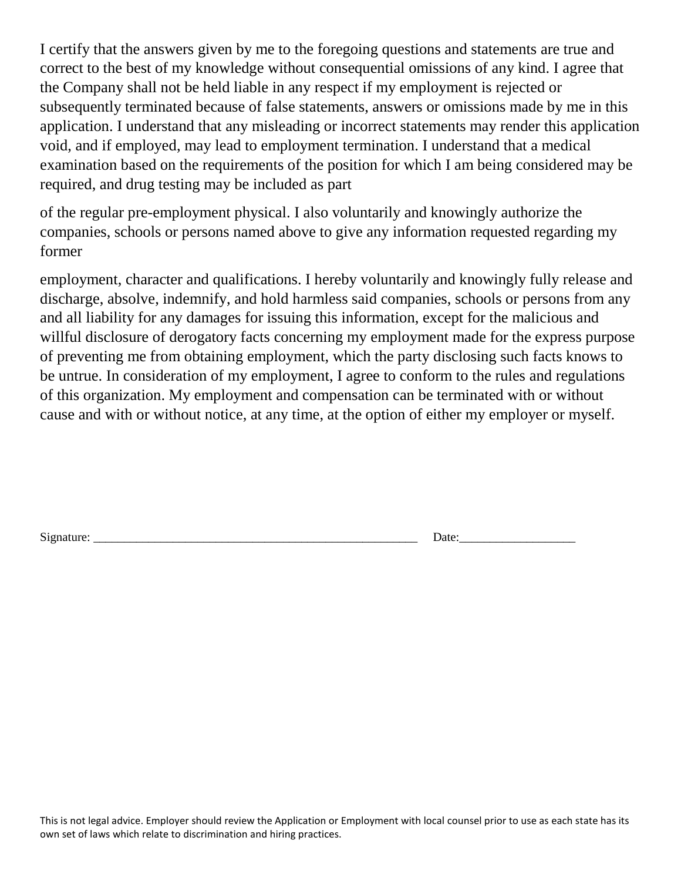I certify that the answers given by me to the foregoing questions and statements are true and correct to the best of my knowledge without consequential omissions of any kind. I agree that the Company shall not be held liable in any respect if my employment is rejected or subsequently terminated because of false statements, answers or omissions made by me in this application. I understand that any misleading or incorrect statements may render this application void, and if employed, may lead to employment termination. I understand that a medical examination based on the requirements of the position for which I am being considered may be required, and drug testing may be included as part

of the regular pre-employment physical. I also voluntarily and knowingly authorize the companies, schools or persons named above to give any information requested regarding my former

employment, character and qualifications. I hereby voluntarily and knowingly fully release and discharge, absolve, indemnify, and hold harmless said companies, schools or persons from any and all liability for any damages for issuing this information, except for the malicious and willful disclosure of derogatory facts concerning my employment made for the express purpose of preventing me from obtaining employment, which the party disclosing such facts knows to be untrue. In consideration of my employment, I agree to conform to the rules and regulations of this organization. My employment and compensation can be terminated with or without cause and with or without notice, at any time, at the option of either my employer or myself.

Signature: _______________________________________________________ Date:___________________

This is not legal advice. Employer should review the Application or Employment with local counsel prior to use as each state has its own set of laws which relate to discrimination and hiring practices.